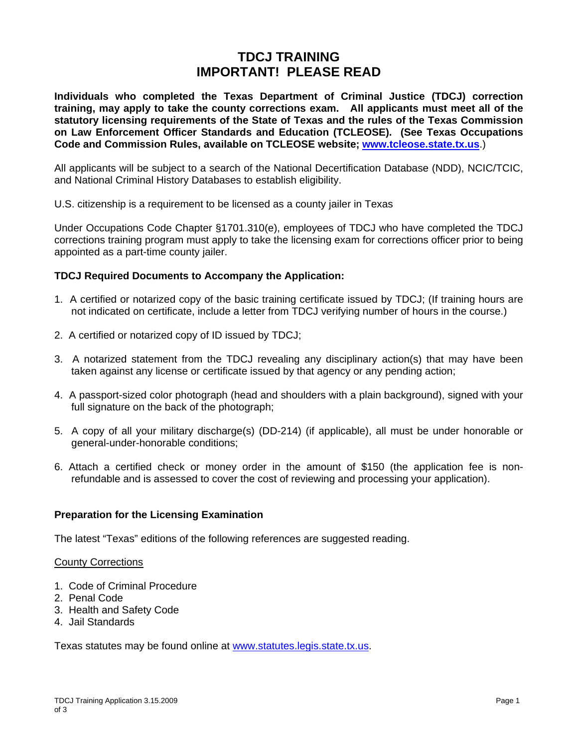# TDCJ TRAINING
# IMPORTANT! PLEASE READ

**Individuals who completed the Texas Department of Criminal Justice (TDCJ) correction training, may apply to take the county corrections exam. All applicants must meet all of the statutory licensing requirements of the State of Texas and the rules of the Texas Commission on Law Enforcement Officer Standards and Education (TCLEOSE). (See Texas Occupations Code and Commission Rules, available on TCLEOSE website; www.tcleose.state.tx.us.)**

All applicants will be subject to a search of the National Decertification Database (NDD), NCIC/TCIC, and National Criminal History Databases to establish eligibility.

U.S. citizenship is a requirement to be licensed as a county jailer in Texas

Under Occupations Code Chapter §1701.310(e), employees of TDCJ who have completed the TDCJ corrections training program must apply to take the licensing exam for corrections officer prior to being appointed as a part-time county jailer.

**TDCJ Required Documents to Accompany the Application:**

1. A certified or notarized copy of the basic training certificate issued by TDCJ; (If training hours are not indicated on certificate, include a letter from TDCJ verifying number of hours in the course.)
2. A certified or notarized copy of ID issued by TDCJ;
3. A notarized statement from the TDCJ revealing any disciplinary action(s) that may have been taken against any license or certificate issued by that agency or any pending action;
4. A passport-sized color photograph (head and shoulders with a plain background), signed with your full signature on the back of the photograph;
5. A copy of all your military discharge(s) (DD-214) (if applicable), all must be under honorable or general-under-honorable conditions;
6. Attach a certified check or money order in the amount of $150 (the application fee is non-refundable and is assessed to cover the cost of reviewing and processing your application).

**Preparation for the Licensing Examination**

The latest "Texas" editions of the following references are suggested reading.

County Corrections

1. Code of Criminal Procedure
2. Penal Code
3. Health and Safety Code
4. Jail Standards

Texas statutes may be found online at www.statutes.legis.state.tx.us.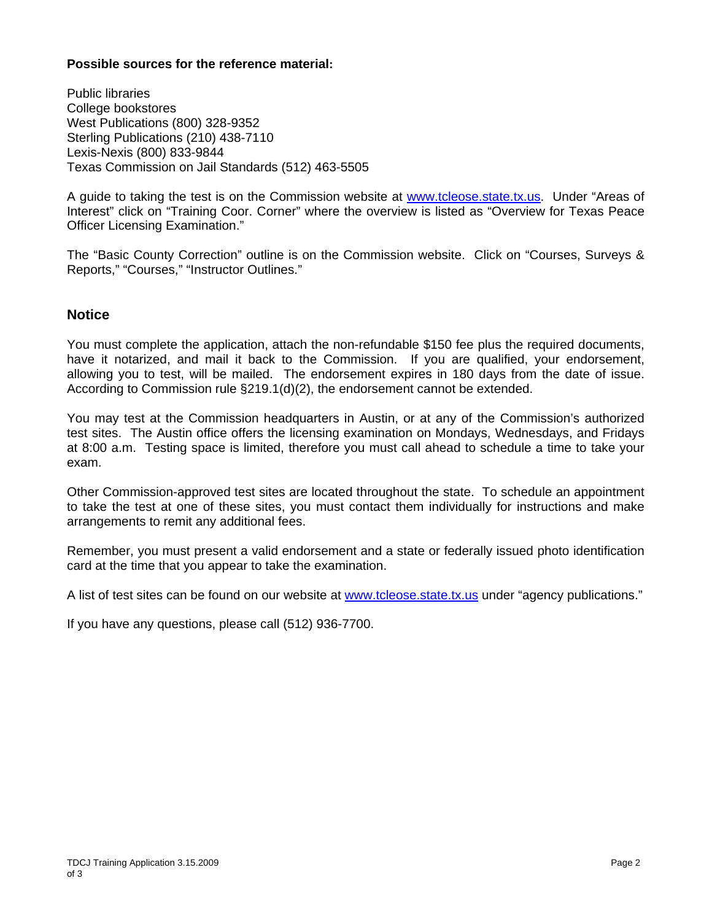**Possible sources for the reference material:**

Public libraries
College bookstores
West Publications (800) 328-9352
Sterling Publications (210) 438-7110
Lexis-Nexis (800) 833-9844
Texas Commission on Jail Standards (512) 463-5505

A guide to taking the test is on the Commission website at www.tcleose.state.tx.us. Under "Areas of Interest" click on "Training Coor. Corner" where the overview is listed as "Overview for Texas Peace Officer Licensing Examination."

The "Basic County Correction" outline is on the Commission website. Click on "Courses, Surveys & Reports," "Courses," "Instructor Outlines."

## Notice

You must complete the application, attach the non-refundable $150 fee plus the required documents, have it notarized, and mail it back to the Commission. If you are qualified, your endorsement, allowing you to test, will be mailed. The endorsement expires in 180 days from the date of issue. According to Commission rule §219.1(d)(2), the endorsement cannot be extended.

You may test at the Commission headquarters in Austin, or at any of the Commission's authorized test sites. The Austin office offers the licensing examination on Mondays, Wednesdays, and Fridays at 8:00 a.m. Testing space is limited, therefore you must call ahead to schedule a time to take your exam.

Other Commission-approved test sites are located throughout the state. To schedule an appointment to take the test at one of these sites, you must contact them individually for instructions and make arrangements to remit any additional fees.

Remember, you must present a valid endorsement and a state or federally issued photo identification card at the time that you appear to take the examination.

A list of test sites can be found on our website at www.tcleose.state.tx.us under "agency publications."

If you have any questions, please call (512) 936-7700.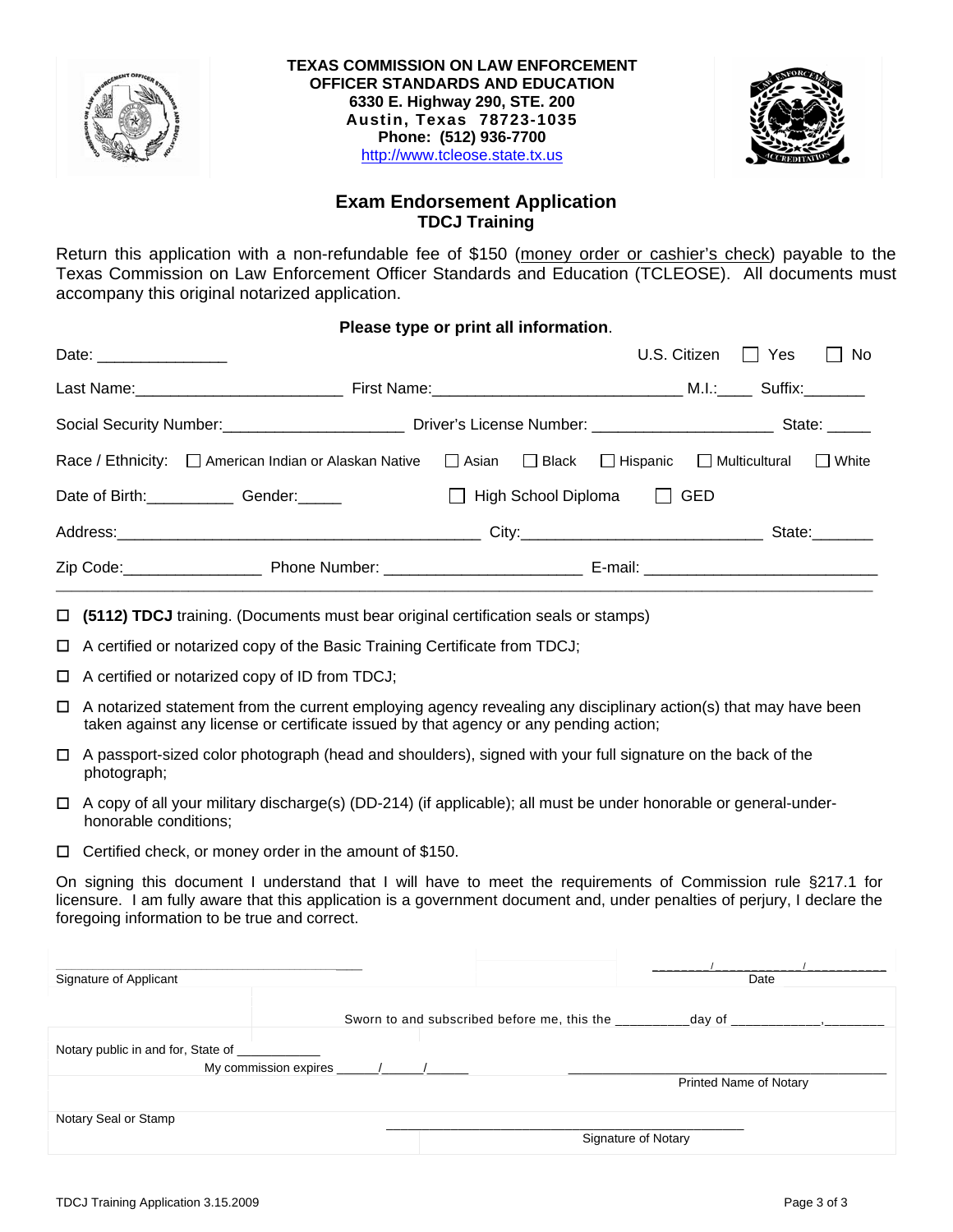**TEXAS COMMISSION ON LAW ENFORCEMENT**
**OFFICER STANDARDS AND EDUCATION**
**6330 E. Highway 290, STE. 200**
**Austin, Texas 78723-1035**
**Phone: (512) 936-7700**
http://www.tcleose.state.tx.us

## Exam Endorsement Application
### TDCJ Training

Return this application with a non-refundable fee of $150 (money order or cashier's check) payable to the Texas Commission on Law Enforcement Officer Standards and Education (TCLEOSE). All documents must accompany this original notarized application.

**Please type or print all information**.

Date: _______________ U.S. Citizen ☐ Yes ☐ No

Last Name:________________________ First Name:_____________________________ M.I.:____ Suffix:_______

Social Security Number:____________________ Driver's License Number: ____________________ State: _____

Race / Ethnicity: ☐ American Indian or Alaskan Native ☐ Asian ☐ Black ☐ Hispanic ☐ Multicultural ☐ White

Date of Birth:__________ Gender:_____ ☐ High School Diploma ☐ GED

Address:_____________________________________________ City:____________________________ State:_______

Zip Code:________________ Phone Number: _______________________ E-mail: ___________________________

- ☐ **(5112) TDCJ** training. (Documents must bear original certification seals or stamps)
- ☐ A certified or notarized copy of the Basic Training Certificate from TDCJ;
- ☐ A certified or notarized copy of ID from TDCJ;
- ☐ A notarized statement from the current employing agency revealing any disciplinary action(s) that may have been taken against any license or certificate issued by that agency or any pending action;
- ☐ A passport-sized color photograph (head and shoulders), signed with your full signature on the back of the photograph;
- ☐ A copy of all your military discharge(s) (DD-214) (if applicable); all must be under honorable or general-under-honorable conditions;
- ☐ Certified check, or money order in the amount of $150.

On signing this document I understand that I will have to meet the requirements of Commission rule §217.1 for licensure. I am fully aware that this application is a government document and, under penalties of perjury, I declare the foregoing information to be true and correct.

_________________________________________ ________/____________/___________
Signature of Applicant Date

Sworn to and subscribed before me, this the _________day of ____________,________

Notary public in and for, State of ____________
My commission expires ______/______/______ _______________________________________
Printed Name of Notary

Notary Seal or Stamp
_______________________________________
Signature of Notary

TDCJ Training Application 3.15.2009